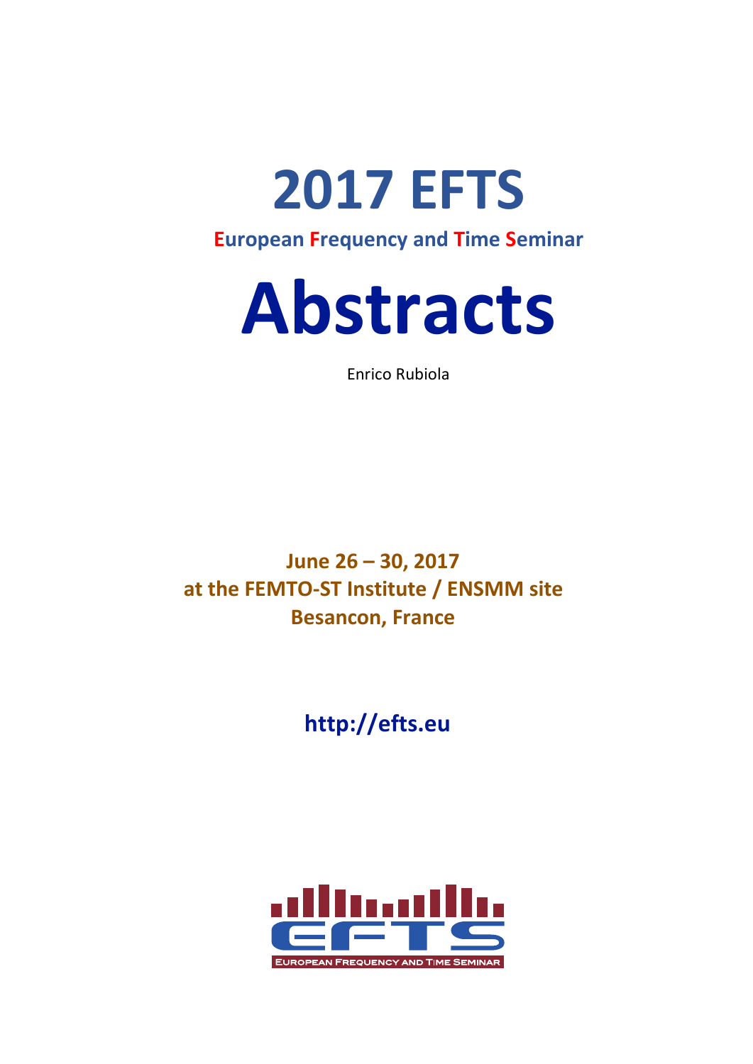# 2017 EFTS

**European Frequency and Time Seminar**

# Abstracts

Enrico Rubiola

**June 26 – 30, 2017**
**at the FEMTO-ST Institute / ENSMM site**
**Besancon, France**

**http://efts.eu**

EUROPEAN FREQUENCY AND TIME SEMINAR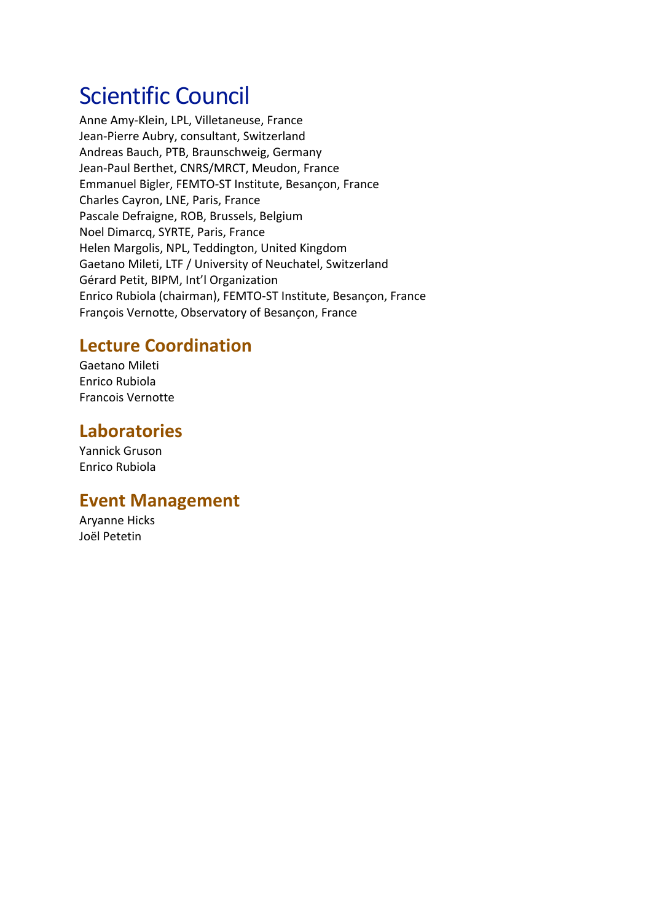# Scientific Council

Anne Amy-Klein, LPL, Villetaneuse, France
Jean-Pierre Aubry, consultant, Switzerland
Andreas Bauch, PTB, Braunschweig, Germany
Jean-Paul Berthet, CNRS/MRCT, Meudon, France
Emmanuel Bigler, FEMTO-ST Institute, Besançon, France
Charles Cayron, LNE, Paris, France
Pascale Defraigne, ROB, Brussels, Belgium
Noel Dimarcq, SYRTE, Paris, France
Helen Margolis, NPL, Teddington, United Kingdom
Gaetano Mileti, LTF / University of Neuchatel, Switzerland
Gérard Petit, BIPM, Int'l Organization
Enrico Rubiola (chairman), FEMTO-ST Institute, Besançon, France
François Vernotte, Observatory of Besançon, France

## Lecture Coordination

Gaetano Mileti
Enrico Rubiola
Francois Vernotte

## Laboratories

Yannick Gruson
Enrico Rubiola

## Event Management

Aryanne Hicks
Joël Petetin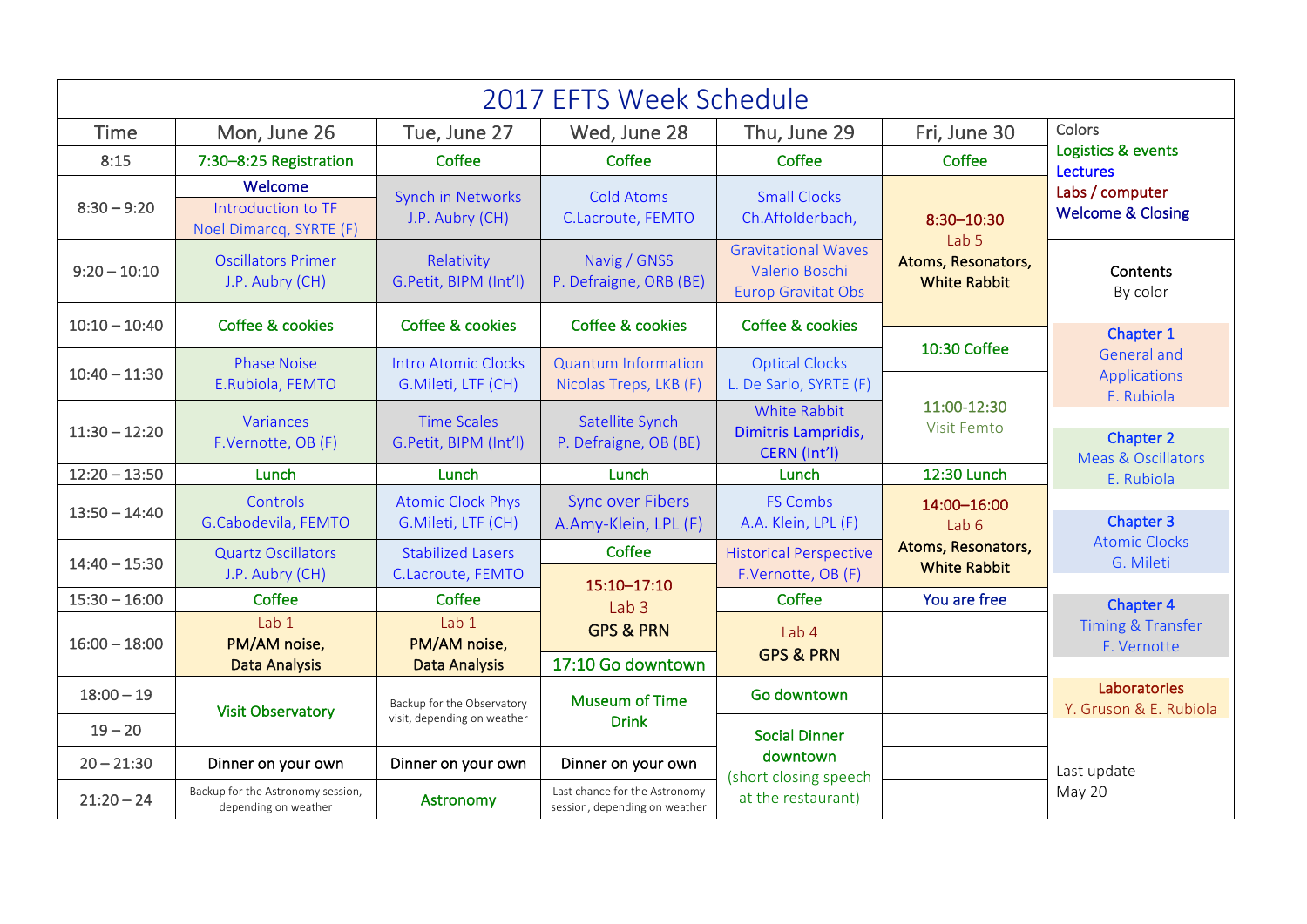# 2017 EFTS Week Schedule

| Time | Mon, June 26 | Tue, June 27 | Wed, June 28 | Thu, June 29 | Fri, June 30 |
|---|---|---|---|---|---|
| 8:15 | 7:30–8:25 Registration | Coffee | Coffee | Coffee | Coffee |
| 8:30 – 9:20 | Welcome<br>Introduction to TF<br>Noel Dimarcq, SYRTE (F) | Synch in Networks<br>J.P. Aubry (CH) | Cold Atoms<br>C.Lacroute, FEMTO | Small Clocks<br>Ch.Affolderbach, | 8:30–10:30<br>Lab 5<br>Atoms, Resonators, White Rabbit |
| 9:20 – 10:10 | Oscillators Primer<br>J.P. Aubry (CH) | Relativity<br>G.Petit, BIPM (Int'l) | Navig / GNSS<br>P. Defraigne, ORB (BE) | Gravitational Waves<br>Valerio Boschi<br>Europ Gravitat Obs | |
| 10:10 – 10:40 | Coffee & cookies | Coffee & cookies | Coffee & cookies | Coffee & cookies | 10:30 Coffee |
| 10:40 – 11:30 | Phase Noise<br>E.Rubiola, FEMTO | Intro Atomic Clocks<br>G.Mileti, LTF (CH) | Quantum Information<br>Nicolas Treps, LKB (F) | Optical Clocks<br>L. De Sarlo, SYRTE (F) | 11:00-12:30<br>Visit Femto |
| 11:30 – 12:20 | Variances<br>F.Vernotte, OB (F) | Time Scales<br>G.Petit, BIPM (Int'l) | Satellite Synch<br>P. Defraigne, OB (BE) | White Rabbit<br>Dimitris Lampridis, CERN (Int'l) | |
| 12:20 – 13:50 | Lunch | Lunch | Lunch | Lunch | 12:30 Lunch |
| 13:50 – 14:40 | Controls<br>G.Cabodevila, FEMTO | Atomic Clock Phys<br>G.Mileti, LTF (CH) | Sync over Fibers<br>A.Amy-Klein, LPL (F) | FS Combs<br>A.A. Klein, LPL (F) | 14:00–16:00<br>Lab 6<br>Atoms, Resonators, White Rabbit |
| 14:40 – 15:30 | Quartz Oscillators<br>J.P. Aubry (CH) | Stabilized Lasers<br>C.Lacroute, FEMTO | Coffee | Historical Perspective<br>F.Vernotte, OB (F) | |
| 15:30 – 16:00 | Coffee | Coffee | 15:10–17:10<br>Lab 3<br>GPS & PRN | Coffee | You are free |
| 16:00 – 18:00 | Lab 1<br>PM/AM noise, Data Analysis | Lab 1<br>PM/AM noise, Data Analysis | 17:10 Go downtown | Lab 4<br>GPS & PRN | |
| 18:00 – 19 | Visit Observatory | Backup for the Observatory visit, depending on weather | Museum of Time<br>Drink | Go downtown | |
| 19 – 20 | | | | Social Dinner downtown<br>(short closing speech at the restaurant) | |
| 20 – 21:30 | Dinner on your own | Dinner on your own | Dinner on your own | | |
| 21:20 – 24 | Backup for the Astronomy session, depending on weather | Astronomy | Last chance for the Astronomy session, depending on weather | | |

**Colors**
- Logistics & events
- Lectures
- Labs / computer
- Welcome & Closing

**Contents**
By color

- **Chapter 1** General and Applications — E. Rubiola
- **Chapter 2** Meas & Oscillators — E. Rubiola
- **Chapter 3** Atomic Clocks — G. Mileti
- **Chapter 4** Timing & Transfer — F. Vernotte
- **Laboratories** — Y. Gruson & E. Rubiola

Last update
May 20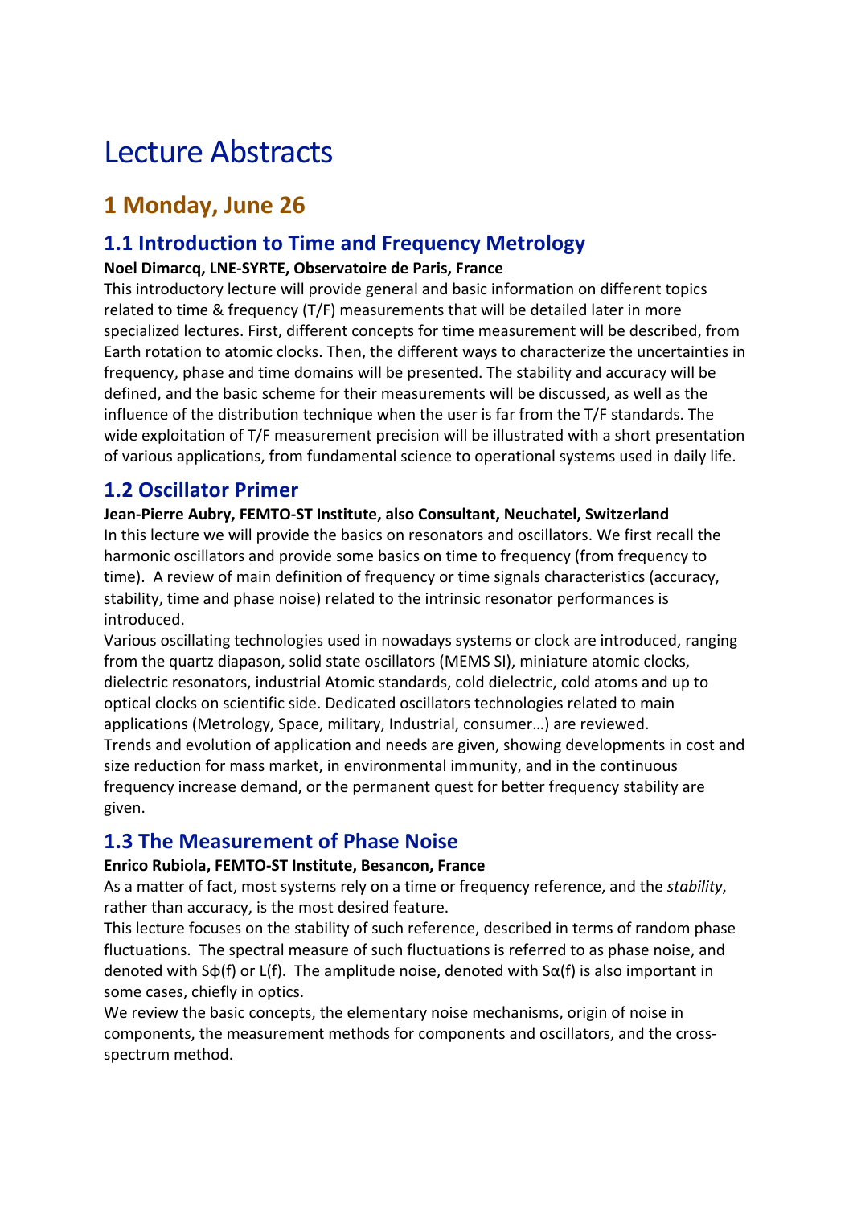# Lecture Abstracts

## 1 Monday, June 26

### 1.1 Introduction to Time and Frequency Metrology

**Noel Dimarcq, LNE-SYRTE, Observatoire de Paris, France**

This introductory lecture will provide general and basic information on different topics related to time & frequency (T/F) measurements that will be detailed later in more specialized lectures. First, different concepts for time measurement will be described, from Earth rotation to atomic clocks. Then, the different ways to characterize the uncertainties in frequency, phase and time domains will be presented. The stability and accuracy will be defined, and the basic scheme for their measurements will be discussed, as well as the influence of the distribution technique when the user is far from the T/F standards. The wide exploitation of T/F measurement precision will be illustrated with a short presentation of various applications, from fundamental science to operational systems used in daily life.

### 1.2 Oscillator Primer

**Jean-Pierre Aubry, FEMTO-ST Institute, also Consultant, Neuchatel, Switzerland**

In this lecture we will provide the basics on resonators and oscillators. We first recall the harmonic oscillators and provide some basics on time to frequency (from frequency to time). A review of main definition of frequency or time signals characteristics (accuracy, stability, time and phase noise) related to the intrinsic resonator performances is introduced.

Various oscillating technologies used in nowadays systems or clock are introduced, ranging from the quartz diapason, solid state oscillators (MEMS SI), miniature atomic clocks, dielectric resonators, industrial Atomic standards, cold dielectric, cold atoms and up to optical clocks on scientific side. Dedicated oscillators technologies related to main applications (Metrology, Space, military, Industrial, consumer…) are reviewed.

Trends and evolution of application and needs are given, showing developments in cost and size reduction for mass market, in environmental immunity, and in the continuous frequency increase demand, or the permanent quest for better frequency stability are given.

### 1.3 The Measurement of Phase Noise

**Enrico Rubiola, FEMTO-ST Institute, Besancon, France**

As a matter of fact, most systems rely on a time or frequency reference, and the *stability*, rather than accuracy, is the most desired feature.

This lecture focuses on the stability of such reference, described in terms of random phase fluctuations. The spectral measure of such fluctuations is referred to as phase noise, and denoted with $S_\phi(f)$ or $L(f)$. The amplitude noise, denoted with $S_\alpha(f)$ is also important in some cases, chiefly in optics.

We review the basic concepts, the elementary noise mechanisms, origin of noise in components, the measurement methods for components and oscillators, and the cross-spectrum method.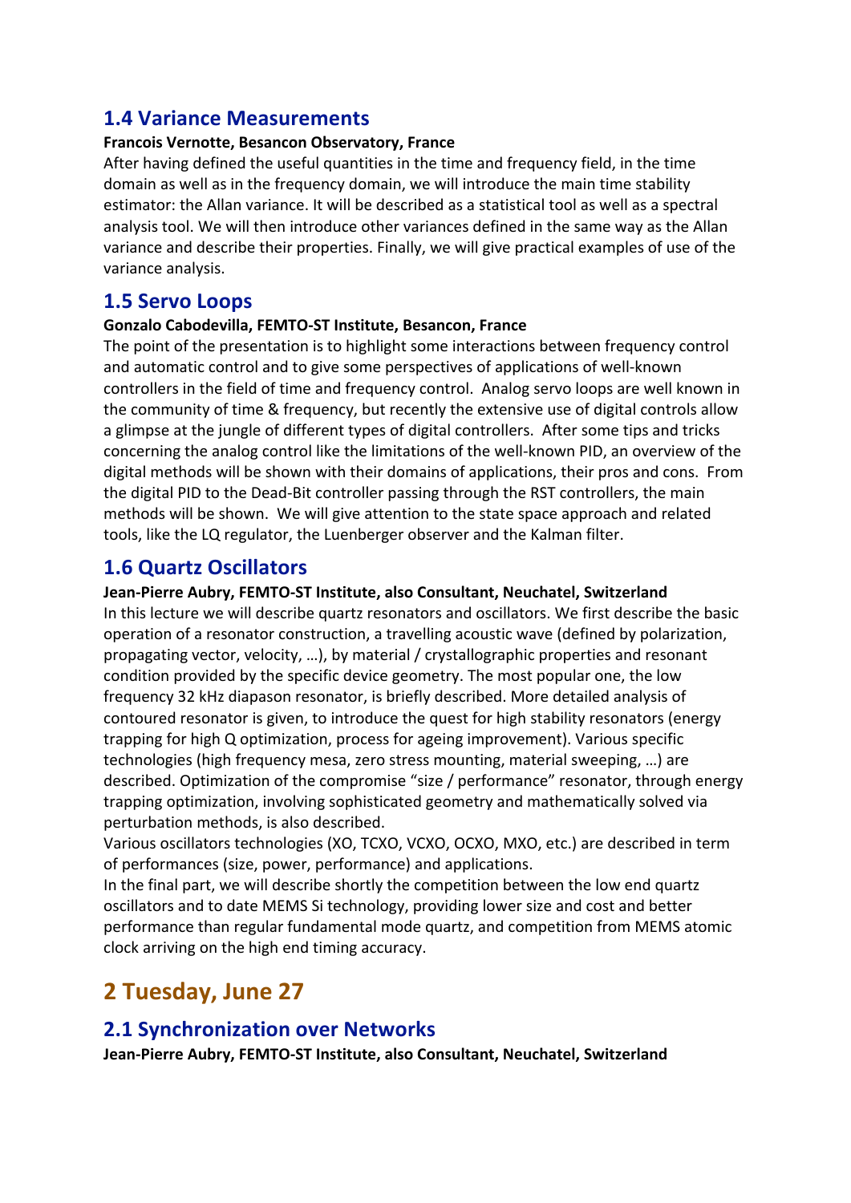### 1.4 Variance Measurements

**Francois Vernotte, Besancon Observatory, France**

After having defined the useful quantities in the time and frequency field, in the time domain as well as in the frequency domain, we will introduce the main time stability estimator: the Allan variance. It will be described as a statistical tool as well as a spectral analysis tool. We will then introduce other variances defined in the same way as the Allan variance and describe their properties. Finally, we will give practical examples of use of the variance analysis.

### 1.5 Servo Loops

**Gonzalo Cabodevilla, FEMTO-ST Institute, Besancon, France**

The point of the presentation is to highlight some interactions between frequency control and automatic control and to give some perspectives of applications of well-known controllers in the field of time and frequency control. Analog servo loops are well known in the community of time & frequency, but recently the extensive use of digital controls allow a glimpse at the jungle of different types of digital controllers. After some tips and tricks concerning the analog control like the limitations of the well-known PID, an overview of the digital methods will be shown with their domains of applications, their pros and cons. From the digital PID to the Dead-Bit controller passing through the RST controllers, the main methods will be shown. We will give attention to the state space approach and related tools, like the LQ regulator, the Luenberger observer and the Kalman filter.

### 1.6 Quartz Oscillators

**Jean-Pierre Aubry, FEMTO-ST Institute, also Consultant, Neuchatel, Switzerland**

In this lecture we will describe quartz resonators and oscillators. We first describe the basic operation of a resonator construction, a travelling acoustic wave (defined by polarization, propagating vector, velocity, …), by material / crystallographic properties and resonant condition provided by the specific device geometry. The most popular one, the low frequency 32 kHz diapason resonator, is briefly described. More detailed analysis of contoured resonator is given, to introduce the quest for high stability resonators (energy trapping for high Q optimization, process for ageing improvement). Various specific technologies (high frequency mesa, zero stress mounting, material sweeping, …) are described. Optimization of the compromise "size / performance" resonator, through energy trapping optimization, involving sophisticated geometry and mathematically solved via perturbation methods, is also described.

Various oscillators technologies (XO, TCXO, VCXO, OCXO, MXO, etc.) are described in term of performances (size, power, performance) and applications.

In the final part, we will describe shortly the competition between the low end quartz oscillators and to date MEMS Si technology, providing lower size and cost and better performance than regular fundamental mode quartz, and competition from MEMS atomic clock arriving on the high end timing accuracy.

## 2 Tuesday, June 27

### 2.1 Synchronization over Networks

**Jean-Pierre Aubry, FEMTO-ST Institute, also Consultant, Neuchatel, Switzerland**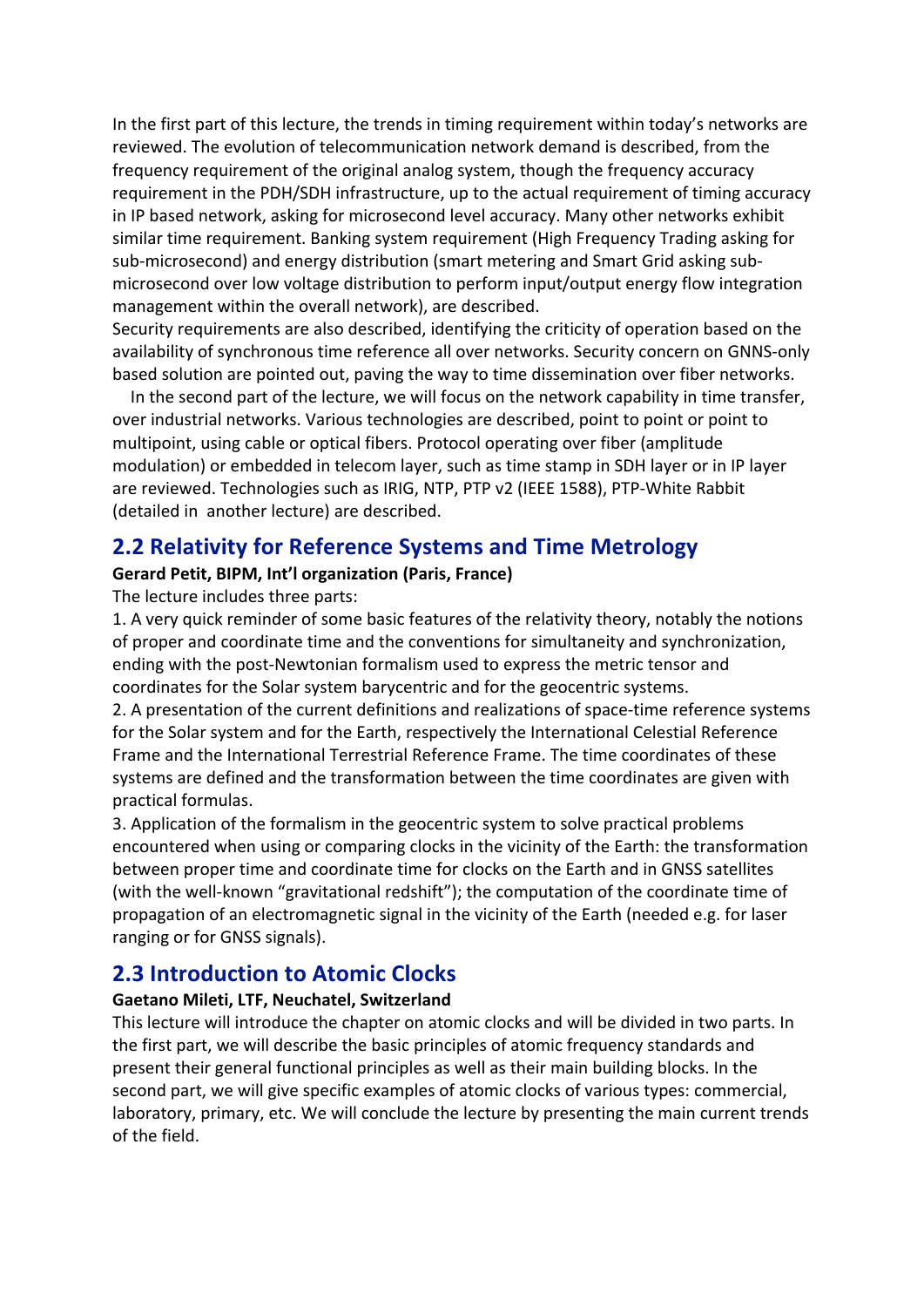In the first part of this lecture, the trends in timing requirement within today's networks are reviewed. The evolution of telecommunication network demand is described, from the frequency requirement of the original analog system, though the frequency accuracy requirement in the PDH/SDH infrastructure, up to the actual requirement of timing accuracy in IP based network, asking for microsecond level accuracy. Many other networks exhibit similar time requirement. Banking system requirement (High Frequency Trading asking for sub-microsecond) and energy distribution (smart metering and Smart Grid asking sub-microsecond over low voltage distribution to perform input/output energy flow integration management within the overall network), are described.
Security requirements are also described, identifying the criticity of operation based on the availability of synchronous time reference all over networks. Security concern on GNNS-only based solution are pointed out, paving the way to time dissemination over fiber networks.

In the second part of the lecture, we will focus on the network capability in time transfer, over industrial networks. Various technologies are described, point to point or point to multipoint, using cable or optical fibers. Protocol operating over fiber (amplitude modulation) or embedded in telecom layer, such as time stamp in SDH layer or in IP layer are reviewed. Technologies such as IRIG, NTP, PTP v2 (IEEE 1588), PTP-White Rabbit (detailed in another lecture) are described.

## 2.2 Relativity for Reference Systems and Time Metrology

**Gerard Petit, BIPM, Int'l organization (Paris, France)**

The lecture includes three parts:

1. A very quick reminder of some basic features of the relativity theory, notably the notions of proper and coordinate time and the conventions for simultaneity and synchronization, ending with the post-Newtonian formalism used to express the metric tensor and coordinates for the Solar system barycentric and for the geocentric systems.
2. A presentation of the current definitions and realizations of space-time reference systems for the Solar system and for the Earth, respectively the International Celestial Reference Frame and the International Terrestrial Reference Frame. The time coordinates of these systems are defined and the transformation between the time coordinates are given with practical formulas.
3. Application of the formalism in the geocentric system to solve practical problems encountered when using or comparing clocks in the vicinity of the Earth: the transformation between proper time and coordinate time for clocks on the Earth and in GNSS satellites (with the well-known "gravitational redshift"); the computation of the coordinate time of propagation of an electromagnetic signal in the vicinity of the Earth (needed e.g. for laser ranging or for GNSS signals).

## 2.3 Introduction to Atomic Clocks

**Gaetano Mileti, LTF, Neuchatel, Switzerland**

This lecture will introduce the chapter on atomic clocks and will be divided in two parts. In the first part, we will describe the basic principles of atomic frequency standards and present their general functional principles as well as their main building blocks. In the second part, we will give specific examples of atomic clocks of various types: commercial, laboratory, primary, etc. We will conclude the lecture by presenting the main current trends of the field.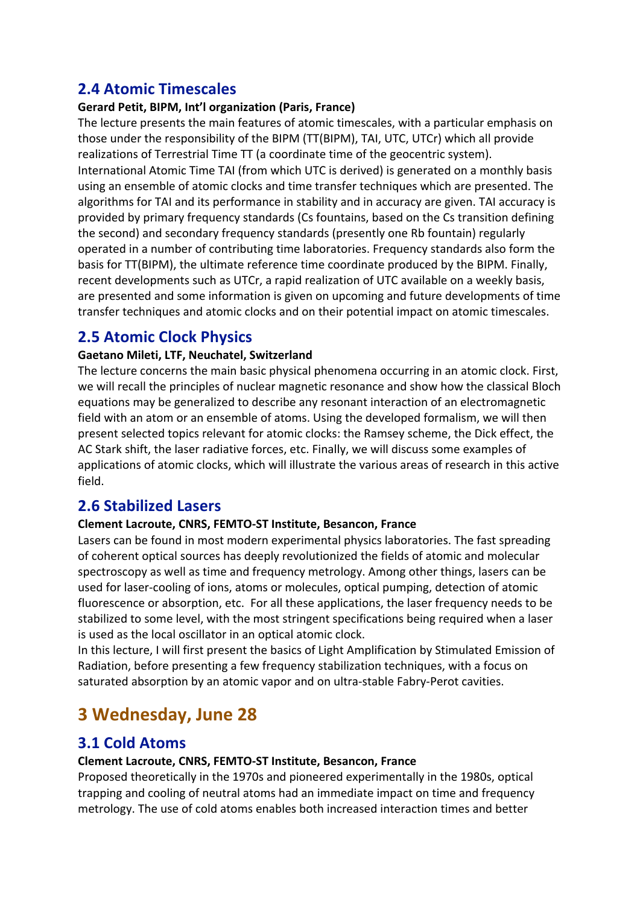## 2.4 Atomic Timescales

**Gerard Petit, BIPM, Int'l organization (Paris, France)**

The lecture presents the main features of atomic timescales, with a particular emphasis on those under the responsibility of the BIPM (TT(BIPM), TAI, UTC, UTCr) which all provide realizations of Terrestrial Time TT (a coordinate time of the geocentric system). International Atomic Time TAI (from which UTC is derived) is generated on a monthly basis using an ensemble of atomic clocks and time transfer techniques which are presented. The algorithms for TAI and its performance in stability and in accuracy are given. TAI accuracy is provided by primary frequency standards (Cs fountains, based on the Cs transition defining the second) and secondary frequency standards (presently one Rb fountain) regularly operated in a number of contributing time laboratories. Frequency standards also form the basis for TT(BIPM), the ultimate reference time coordinate produced by the BIPM. Finally, recent developments such as UTCr, a rapid realization of UTC available on a weekly basis, are presented and some information is given on upcoming and future developments of time transfer techniques and atomic clocks and on their potential impact on atomic timescales.

## 2.5 Atomic Clock Physics

**Gaetano Mileti, LTF, Neuchatel, Switzerland**

The lecture concerns the main basic physical phenomena occurring in an atomic clock. First, we will recall the principles of nuclear magnetic resonance and show how the classical Bloch equations may be generalized to describe any resonant interaction of an electromagnetic field with an atom or an ensemble of atoms. Using the developed formalism, we will then present selected topics relevant for atomic clocks: the Ramsey scheme, the Dick effect, the AC Stark shift, the laser radiative forces, etc. Finally, we will discuss some examples of applications of atomic clocks, which will illustrate the various areas of research in this active field.

## 2.6 Stabilized Lasers

**Clement Lacroute, CNRS, FEMTO-ST Institute, Besancon, France**

Lasers can be found in most modern experimental physics laboratories. The fast spreading of coherent optical sources has deeply revolutionized the fields of atomic and molecular spectroscopy as well as time and frequency metrology. Among other things, lasers can be used for laser-cooling of ions, atoms or molecules, optical pumping, detection of atomic fluorescence or absorption, etc. For all these applications, the laser frequency needs to be stabilized to some level, with the most stringent specifications being required when a laser is used as the local oscillator in an optical atomic clock.

In this lecture, I will first present the basics of Light Amplification by Stimulated Emission of Radiation, before presenting a few frequency stabilization techniques, with a focus on saturated absorption by an atomic vapor and on ultra-stable Fabry-Perot cavities.

# 3 Wednesday, June 28

## 3.1 Cold Atoms

**Clement Lacroute, CNRS, FEMTO-ST Institute, Besancon, France**

Proposed theoretically in the 1970s and pioneered experimentally in the 1980s, optical trapping and cooling of neutral atoms had an immediate impact on time and frequency metrology. The use of cold atoms enables both increased interaction times and better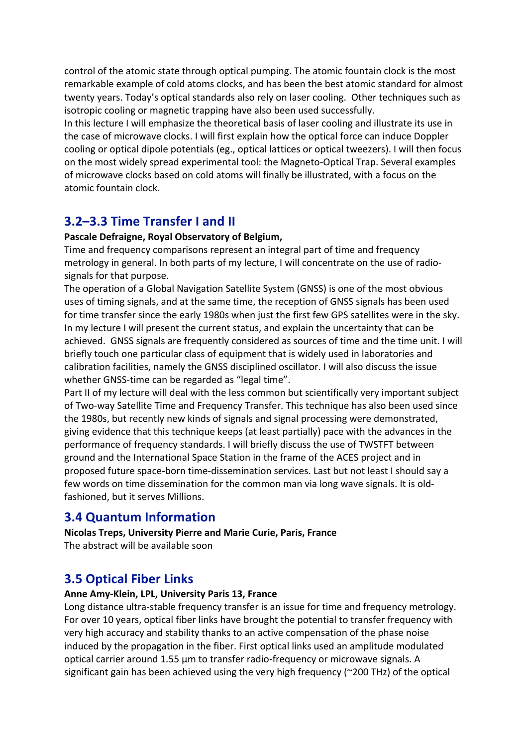control of the atomic state through optical pumping. The atomic fountain clock is the most remarkable example of cold atoms clocks, and has been the best atomic standard for almost twenty years. Today's optical standards also rely on laser cooling. Other techniques such as isotropic cooling or magnetic trapping have also been used successfully.

In this lecture I will emphasize the theoretical basis of laser cooling and illustrate its use in the case of microwave clocks. I will first explain how the optical force can induce Doppler cooling or optical dipole potentials (eg., optical lattices or optical tweezers). I will then focus on the most widely spread experimental tool: the Magneto-Optical Trap. Several examples of microwave clocks based on cold atoms will finally be illustrated, with a focus on the atomic fountain clock.

## 3.2–3.3 Time Transfer I and II

**Pascale Defraigne, Royal Observatory of Belgium,**

Time and frequency comparisons represent an integral part of time and frequency metrology in general. In both parts of my lecture, I will concentrate on the use of radio-signals for that purpose.

The operation of a Global Navigation Satellite System (GNSS) is one of the most obvious uses of timing signals, and at the same time, the reception of GNSS signals has been used for time transfer since the early 1980s when just the first few GPS satellites were in the sky. In my lecture I will present the current status, and explain the uncertainty that can be achieved. GNSS signals are frequently considered as sources of time and the time unit. I will briefly touch one particular class of equipment that is widely used in laboratories and calibration facilities, namely the GNSS disciplined oscillator. I will also discuss the issue whether GNSS-time can be regarded as "legal time".

Part II of my lecture will deal with the less common but scientifically very important subject of Two-way Satellite Time and Frequency Transfer. This technique has also been used since the 1980s, but recently new kinds of signals and signal processing were demonstrated, giving evidence that this technique keeps (at least partially) pace with the advances in the performance of frequency standards. I will briefly discuss the use of TWSTFT between ground and the International Space Station in the frame of the ACES project and in proposed future space-born time-dissemination services. Last but not least I should say a few words on time dissemination for the common man via long wave signals. It is old-fashioned, but it serves Millions.

## 3.4 Quantum Information

**Nicolas Treps, University Pierre and Marie Curie, Paris, France**

The abstract will be available soon

## 3.5 Optical Fiber Links

**Anne Amy-Klein, LPL, University Paris 13, France**

Long distance ultra-stable frequency transfer is an issue for time and frequency metrology. For over 10 years, optical fiber links have brought the potential to transfer frequency with very high accuracy and stability thanks to an active compensation of the phase noise induced by the propagation in the fiber. First optical links used an amplitude modulated optical carrier around 1.55 µm to transfer radio-frequency or microwave signals. A significant gain has been achieved using the very high frequency (~200 THz) of the optical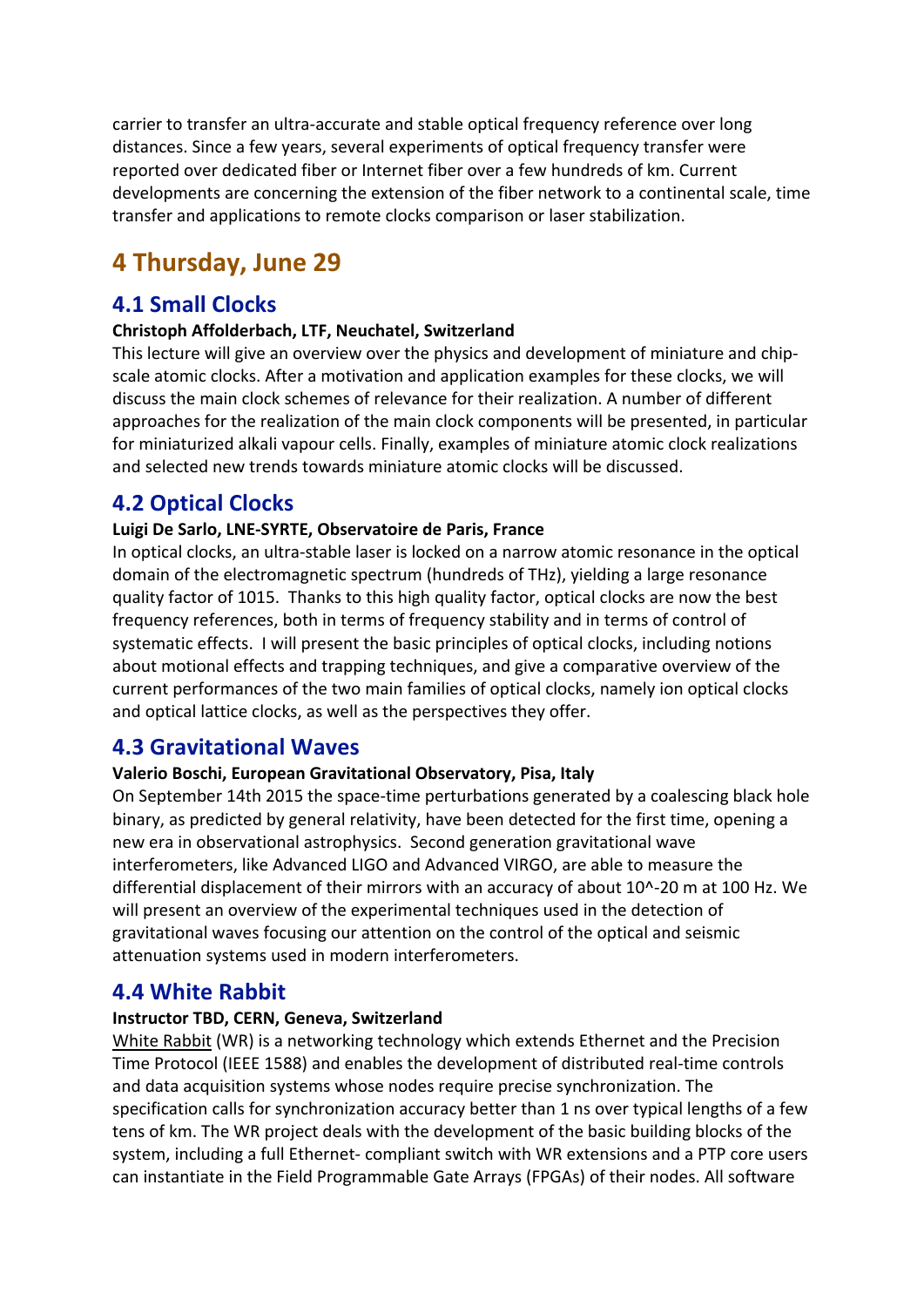carrier to transfer an ultra-accurate and stable optical frequency reference over long distances. Since a few years, several experiments of optical frequency transfer were reported over dedicated fiber or Internet fiber over a few hundreds of km. Current developments are concerning the extension of the fiber network to a continental scale, time transfer and applications to remote clocks comparison or laser stabilization.

# 4 Thursday, June 29

## 4.1 Small Clocks

**Christoph Affolderbach, LTF, Neuchatel, Switzerland**

This lecture will give an overview over the physics and development of miniature and chip-scale atomic clocks. After a motivation and application examples for these clocks, we will discuss the main clock schemes of relevance for their realization. A number of different approaches for the realization of the main clock components will be presented, in particular for miniaturized alkali vapour cells. Finally, examples of miniature atomic clock realizations and selected new trends towards miniature atomic clocks will be discussed.

## 4.2 Optical Clocks

**Luigi De Sarlo, LNE-SYRTE, Observatoire de Paris, France**

In optical clocks, an ultra-stable laser is locked on a narrow atomic resonance in the optical domain of the electromagnetic spectrum (hundreds of THz), yielding a large resonance quality factor of 1015. Thanks to this high quality factor, optical clocks are now the best frequency references, both in terms of frequency stability and in terms of control of systematic effects. I will present the basic principles of optical clocks, including notions about motional effects and trapping techniques, and give a comparative overview of the current performances of the two main families of optical clocks, namely ion optical clocks and optical lattice clocks, as well as the perspectives they offer.

## 4.3 Gravitational Waves

**Valerio Boschi, European Gravitational Observatory, Pisa, Italy**

On September 14th 2015 the space-time perturbations generated by a coalescing black hole binary, as predicted by general relativity, have been detected for the first time, opening a new era in observational astrophysics. Second generation gravitational wave interferometers, like Advanced LIGO and Advanced VIRGO, are able to measure the differential displacement of their mirrors with an accuracy of about 10^-20 m at 100 Hz. We will present an overview of the experimental techniques used in the detection of gravitational waves focusing our attention on the control of the optical and seismic attenuation systems used in modern interferometers.

## 4.4 White Rabbit

**Instructor TBD, CERN, Geneva, Switzerland**

White Rabbit (WR) is a networking technology which extends Ethernet and the Precision Time Protocol (IEEE 1588) and enables the development of distributed real-time controls and data acquisition systems whose nodes require precise synchronization. The specification calls for synchronization accuracy better than 1 ns over typical lengths of a few tens of km. The WR project deals with the development of the basic building blocks of the system, including a full Ethernet- compliant switch with WR extensions and a PTP core users can instantiate in the Field Programmable Gate Arrays (FPGAs) of their nodes. All software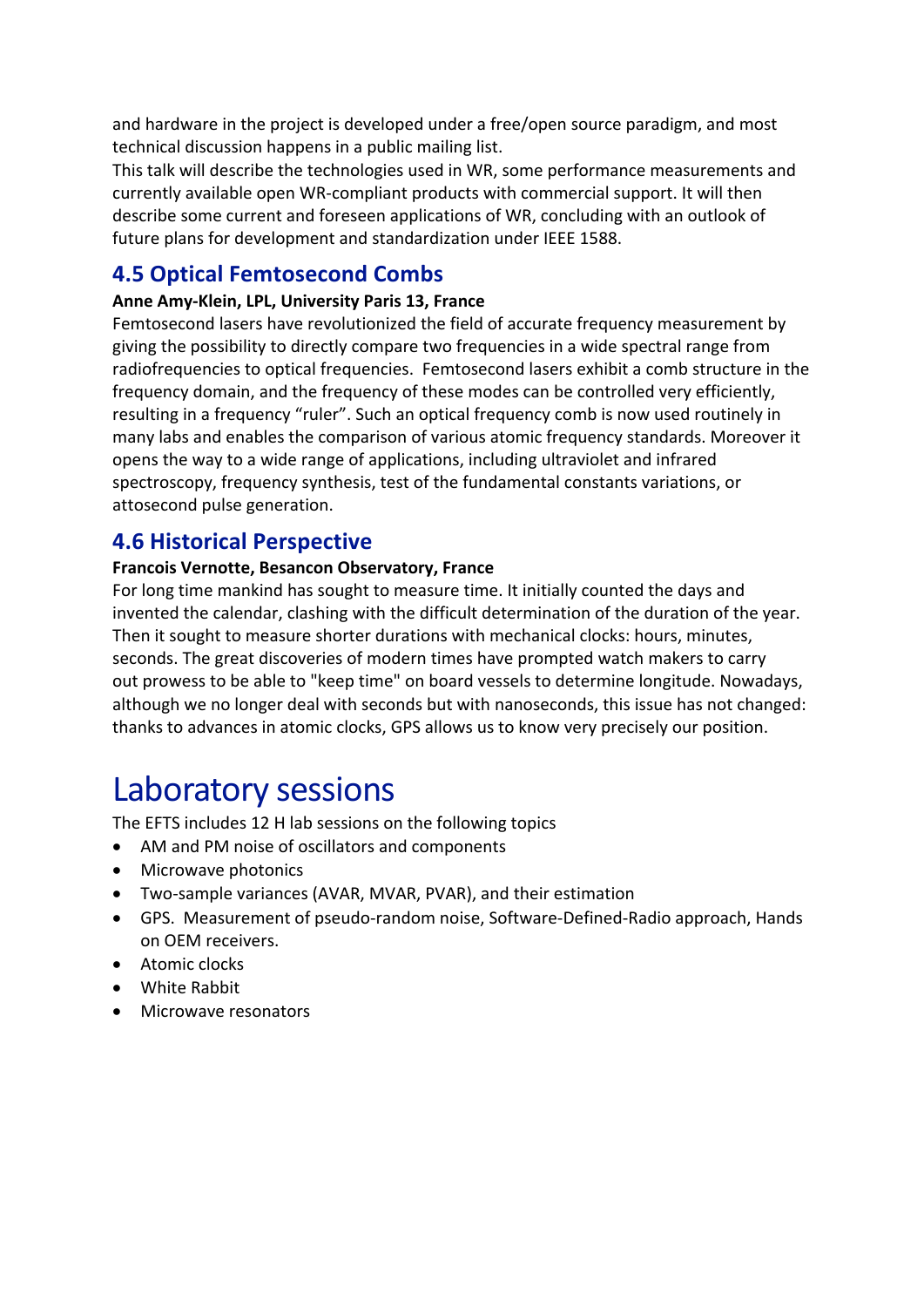and hardware in the project is developed under a free/open source paradigm, and most technical discussion happens in a public mailing list.
This talk will describe the technologies used in WR, some performance measurements and currently available open WR-compliant products with commercial support. It will then describe some current and foreseen applications of WR, concluding with an outlook of future plans for development and standardization under IEEE 1588.

### 4.5 Optical Femtosecond Combs

**Anne Amy-Klein, LPL, University Paris 13, France**

Femtosecond lasers have revolutionized the field of accurate frequency measurement by giving the possibility to directly compare two frequencies in a wide spectral range from radiofrequencies to optical frequencies. Femtosecond lasers exhibit a comb structure in the frequency domain, and the frequency of these modes can be controlled very efficiently, resulting in a frequency "ruler". Such an optical frequency comb is now used routinely in many labs and enables the comparison of various atomic frequency standards. Moreover it opens the way to a wide range of applications, including ultraviolet and infrared spectroscopy, frequency synthesis, test of the fundamental constants variations, or attosecond pulse generation.

### 4.6 Historical Perspective

**Francois Vernotte, Besancon Observatory, France**

For long time mankind has sought to measure time. It initially counted the days and invented the calendar, clashing with the difficult determination of the duration of the year. Then it sought to measure shorter durations with mechanical clocks: hours, minutes, seconds. The great discoveries of modern times have prompted watch makers to carry out prowess to be able to "keep time" on board vessels to determine longitude. Nowadays, although we no longer deal with seconds but with nanoseconds, this issue has not changed: thanks to advances in atomic clocks, GPS allows us to know very precisely our position.

# Laboratory sessions

The EFTS includes 12 H lab sessions on the following topics

- AM and PM noise of oscillators and components
- Microwave photonics
- Two-sample variances (AVAR, MVAR, PVAR), and their estimation
- GPS. Measurement of pseudo-random noise, Software-Defined-Radio approach, Hands on OEM receivers.
- Atomic clocks
- White Rabbit
- Microwave resonators